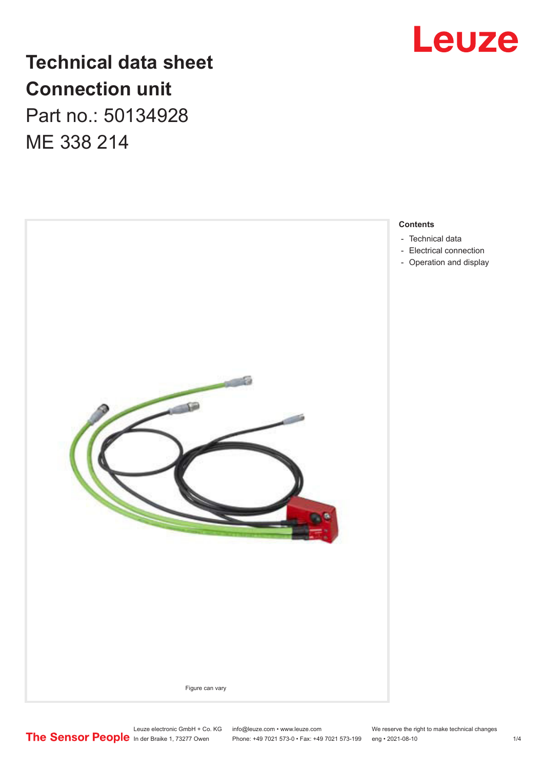# Technical data sheet
# Connection unit

Part no.: 50134928

ME 338 214

Figure can vary

**Contents**

- Technical data
- Electrical connection
- Operation and display

The Sensor People

Leuze electronic GmbH + Co. KG
In der Braike 1, 73277 Owen

info@leuze.com • www.leuze.com
Phone: +49 7021 573-0 • Fax: +49 7021 573-199

We reserve the right to make technical changes
eng • 2021-08-10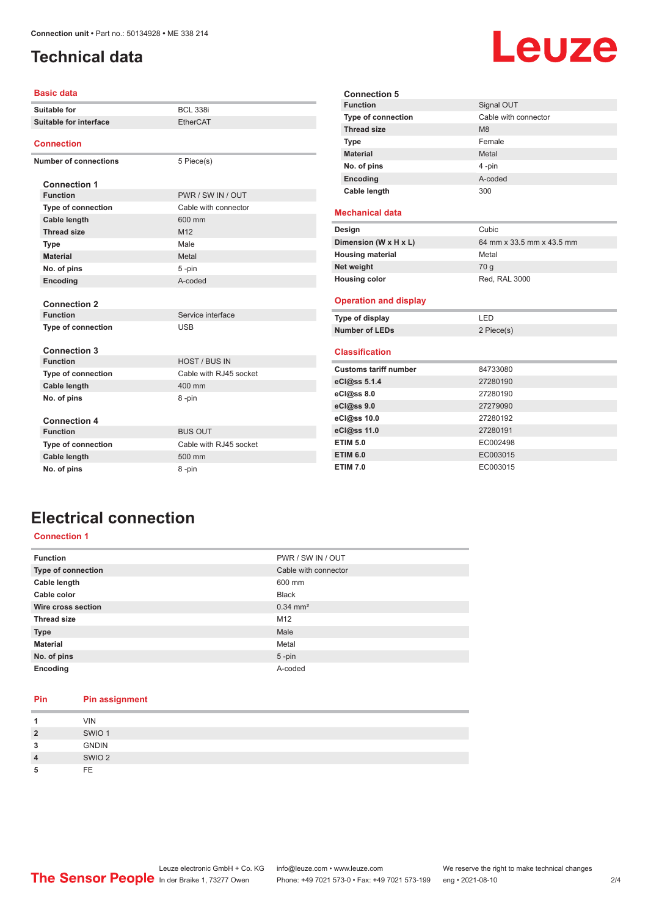# Technical data

## Basic data

| | |
|---|---|
| **Suitable for** | BCL 338i |
| **Suitable for interface** | EtherCAT |

## Connection

| | |
|---|---|
| **Number of connections** | 5 Piece(s) |

### Connection 1

| | |
|---|---|
| **Function** | PWR / SW IN / OUT |
| **Type of connection** | Cable with connector |
| **Cable length** | 600 mm |
| **Thread size** | M12 |
| **Type** | Male |
| **Material** | Metal |
| **No. of pins** | 5 -pin |
| **Encoding** | A-coded |

### Connection 2

| | |
|---|---|
| **Function** | Service interface |
| **Type of connection** | USB |

### Connection 3

| | |
|---|---|
| **Function** | HOST / BUS IN |
| **Type of connection** | Cable with RJ45 socket |
| **Cable length** | 400 mm |
| **No. of pins** | 8 -pin |

### Connection 4

| | |
|---|---|
| **Function** | BUS OUT |
| **Type of connection** | Cable with RJ45 socket |
| **Cable length** | 500 mm |
| **No. of pins** | 8 -pin |

### Connection 5

| | |
|---|---|
| **Function** | Signal OUT |
| **Type of connection** | Cable with connector |
| **Thread size** | M8 |
| **Type** | Female |
| **Material** | Metal |
| **No. of pins** | 4 -pin |
| **Encoding** | A-coded |
| **Cable length** | 300 |

## Mechanical data

| | |
|---|---|
| **Design** | Cubic |
| **Dimension (W x H x L)** | 64 mm x 33.5 mm x 43.5 mm |
| **Housing material** | Metal |
| **Net weight** | 70 g |
| **Housing color** | Red, RAL 3000 |

## Operation and display

| | |
|---|---|
| **Type of display** | LED |
| **Number of LEDs** | 2 Piece(s) |

## Classification

| | |
|---|---|
| **Customs tariff number** | 84733080 |
| **eCl@ss 5.1.4** | 27280190 |
| **eCl@ss 8.0** | 27280190 |
| **eCl@ss 9.0** | 27279090 |
| **eCl@ss 10.0** | 27280192 |
| **eCl@ss 11.0** | 27280191 |
| **ETIM 5.0** | EC002498 |
| **ETIM 6.0** | EC003015 |
| **ETIM 7.0** | EC003015 |

# Electrical connection

## Connection 1

| | |
|---|---|
| **Function** | PWR / SW IN / OUT |
| **Type of connection** | Cable with connector |
| **Cable length** | 600 mm |
| **Cable color** | Black |
| **Wire cross section** | 0.34 mm² |
| **Thread size** | M12 |
| **Type** | Male |
| **Material** | Metal |
| **No. of pins** | 5 -pin |
| **Encoding** | A-coded |

| Pin | Pin assignment |
|---|---|
| **1** | VIN |
| **2** | SWIO 1 |
| **3** | GNDIN |
| **4** | SWIO 2 |
| **5** | FE |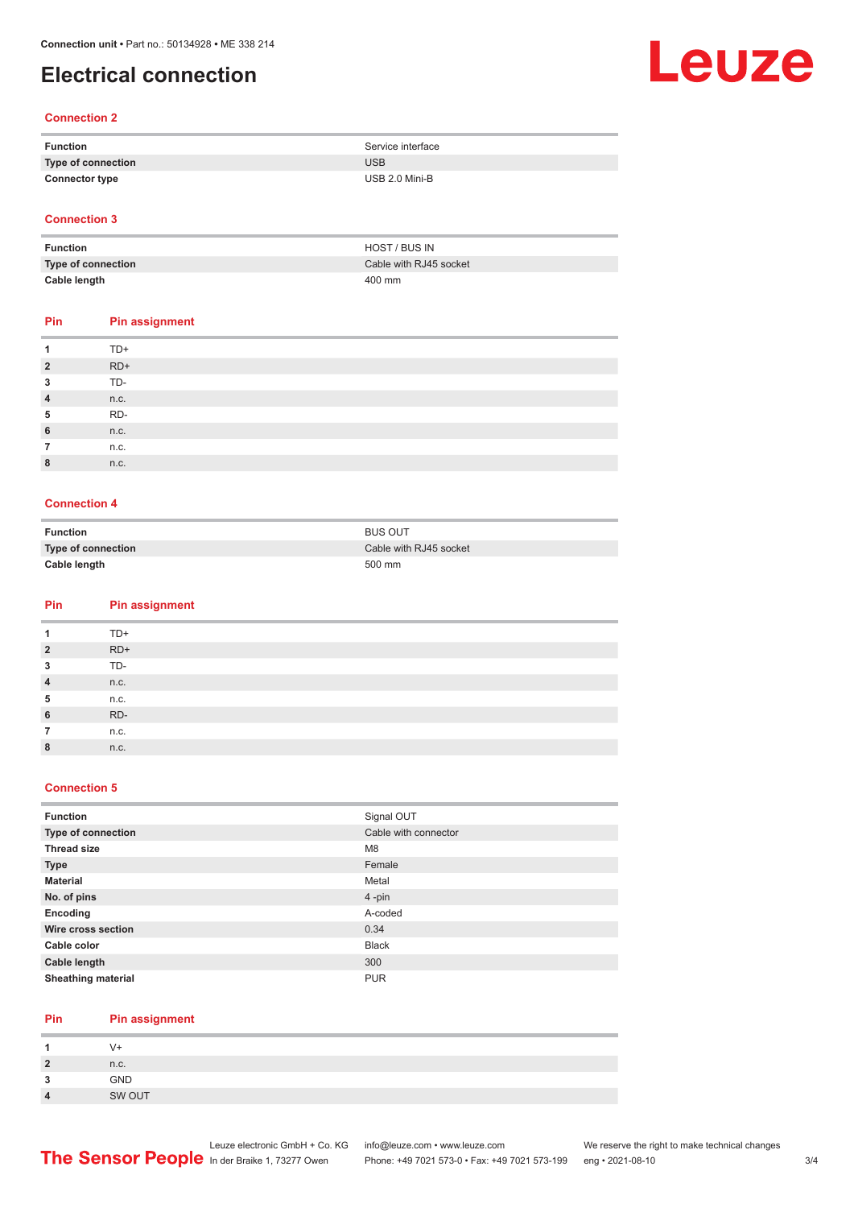# Electrical connection

## Connection 2

| Function | Service interface |
| --- | --- |
| Type of connection | USB |
| Connector type | USB 2.0 Mini-B |

## Connection 3

| Function | HOST / BUS IN |
| --- | --- |
| Type of connection | Cable with RJ45 socket |
| Cable length | 400 mm |

| Pin | Pin assignment |
| --- | --- |
| 1 | TD+ |
| 2 | RD+ |
| 3 | TD- |
| 4 | n.c. |
| 5 | RD- |
| 6 | n.c. |
| 7 | n.c. |
| 8 | n.c. |

## Connection 4

| Function | BUS OUT |
| --- | --- |
| Type of connection | Cable with RJ45 socket |
| Cable length | 500 mm |

| Pin | Pin assignment |
| --- | --- |
| 1 | TD+ |
| 2 | RD+ |
| 3 | TD- |
| 4 | n.c. |
| 5 | n.c. |
| 6 | RD- |
| 7 | n.c. |
| 8 | n.c. |

## Connection 5

| Function | Signal OUT |
| --- | --- |
| Type of connection | Cable with connector |
| Thread size | M8 |
| Type | Female |
| Material | Metal |
| No. of pins | 4 -pin |
| Encoding | A-coded |
| Wire cross section | 0.34 |
| Cable color | Black |
| Cable length | 300 |
| Sheathing material | PUR |

| Pin | Pin assignment |
| --- | --- |
| 1 | V+ |
| 2 | n.c. |
| 3 | GND |
| 4 | SW OUT |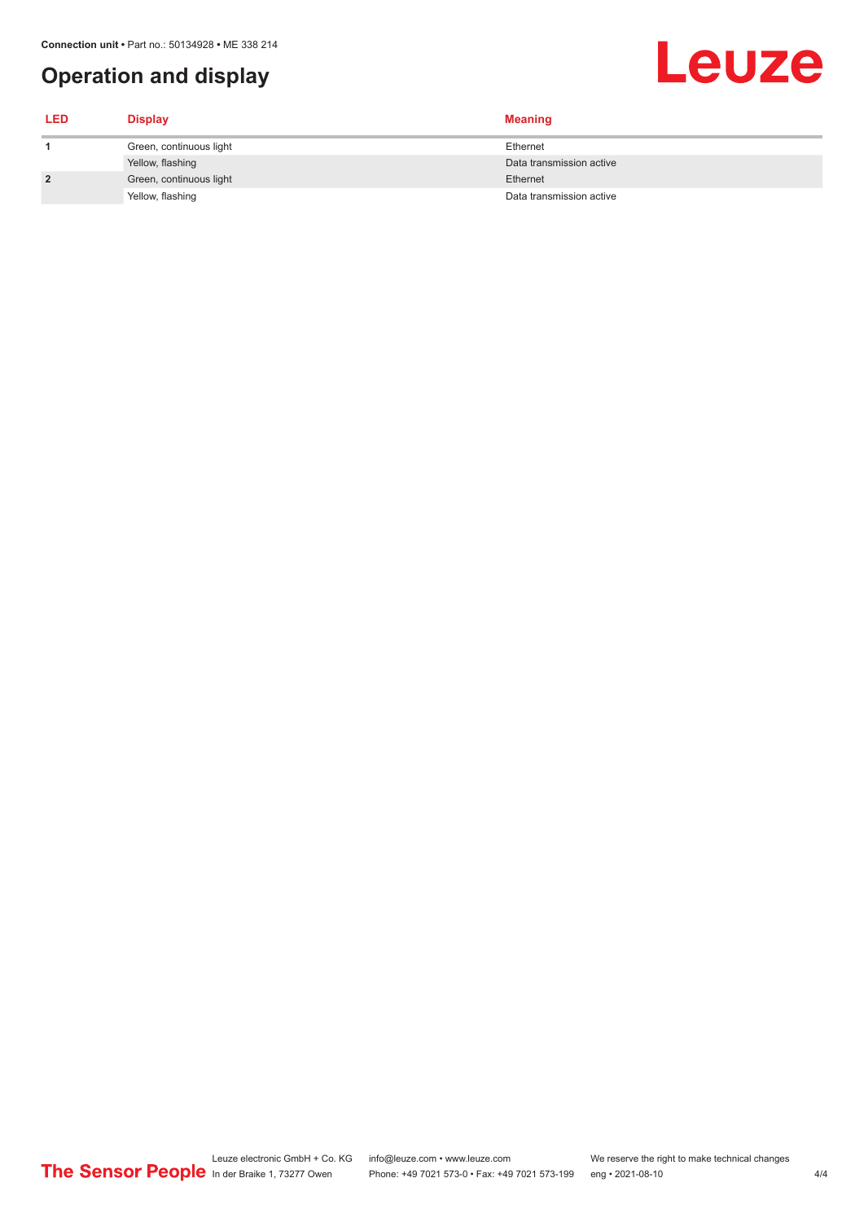## Operation and display

| LED | Display | Meaning |
|---|---|---|
| 1 | Green, continuous light | Ethernet |
| | Yellow, flashing | Data transmission active |
| 2 | Green, continuous light | Ethernet |
| | Yellow, flashing | Data transmission active |